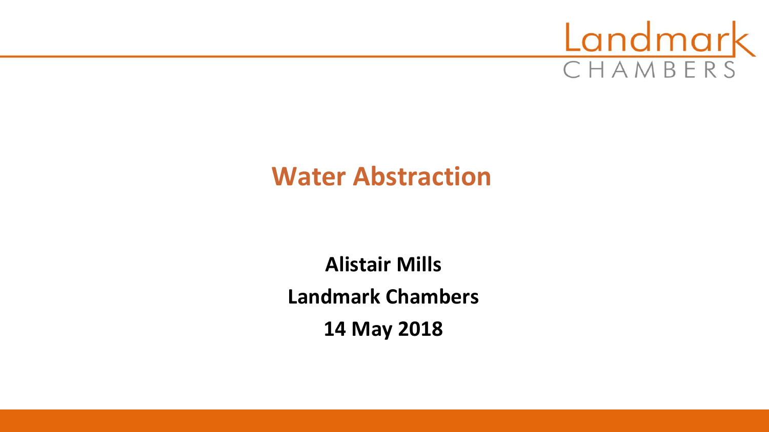# Water Abstraction

**Alistair Mills**

**Landmark Chambers**

**14 May 2018**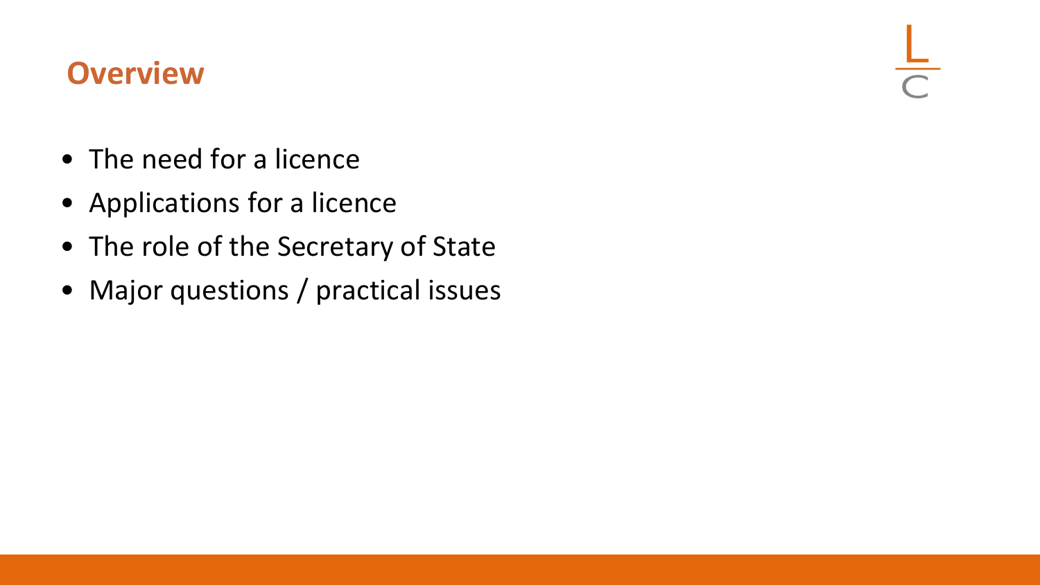## Overview

- The need for a licence
- Applications for a licence
- The role of the Secretary of State
- Major questions / practical issues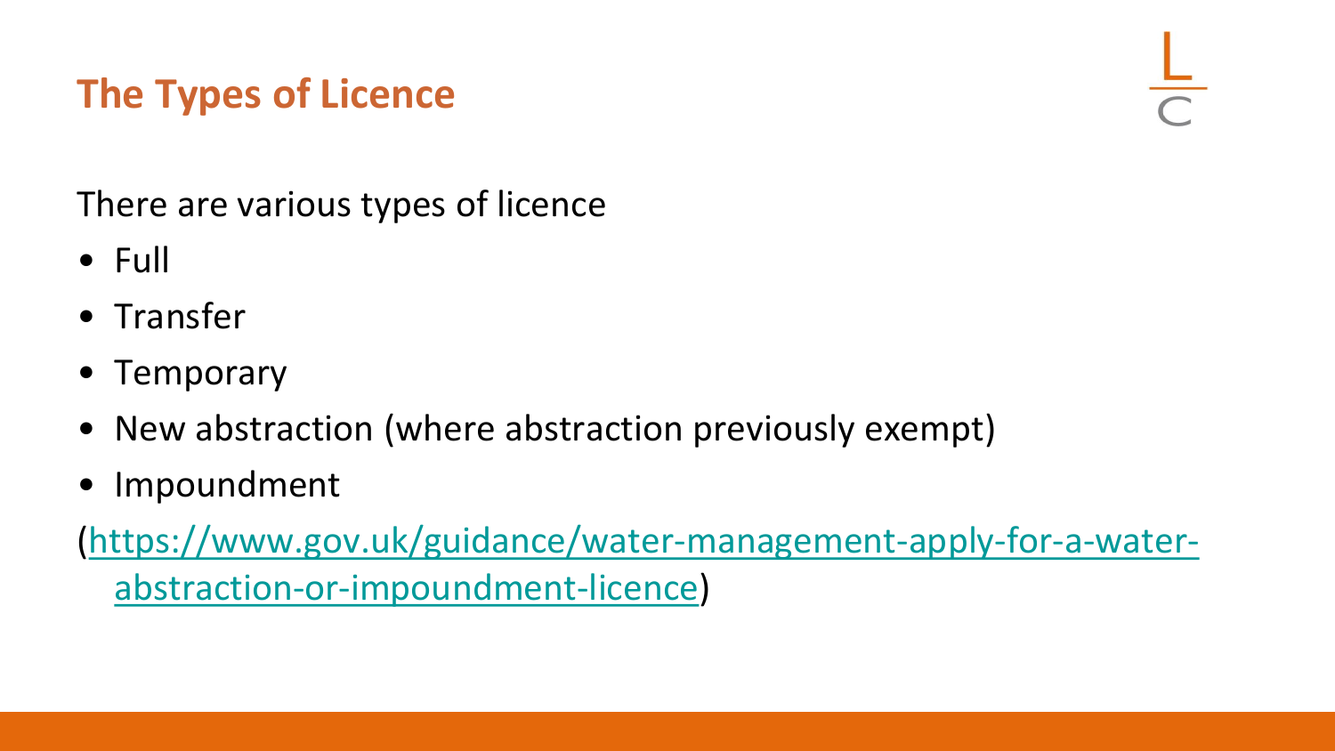## The Types of Licence

There are various types of licence

- Full
- Transfer
- Temporary
- New abstraction (where abstraction previously exempt)
- Impoundment

(https://www.gov.uk/guidance/water-management-apply-for-a-water-abstraction-or-impoundment-licence)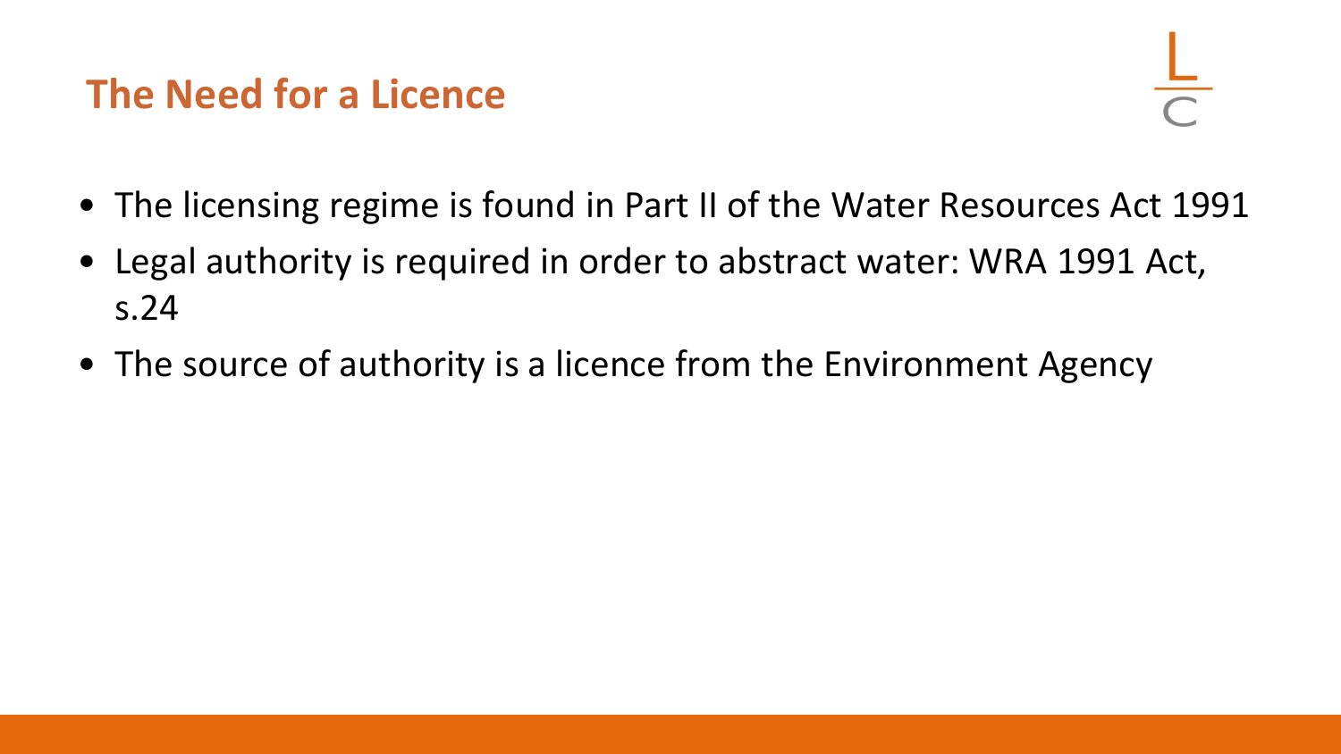## The Need for a Licence

- The licensing regime is found in Part II of the Water Resources Act 1991
- Legal authority is required in order to abstract water: WRA 1991 Act, s.24
- The source of authority is a licence from the Environment Agency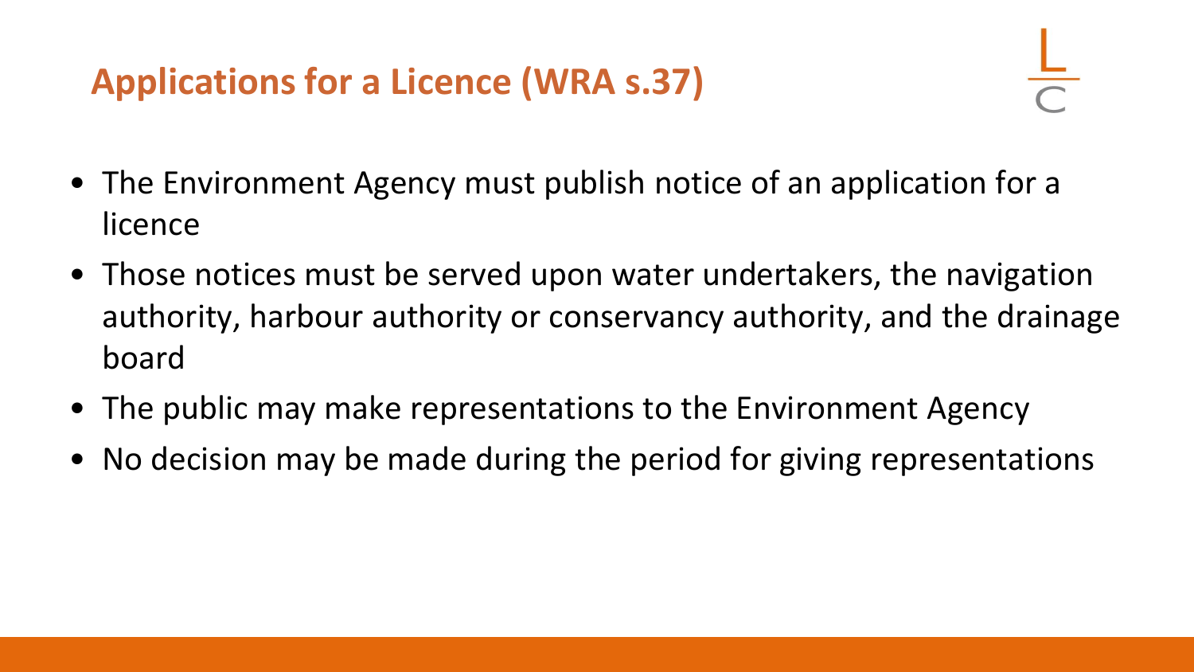# Applications for a Licence (WRA s.37)

- The Environment Agency must publish notice of an application for a licence
- Those notices must be served upon water undertakers, the navigation authority, harbour authority or conservancy authority, and the drainage board
- The public may make representations to the Environment Agency
- No decision may be made during the period for giving representations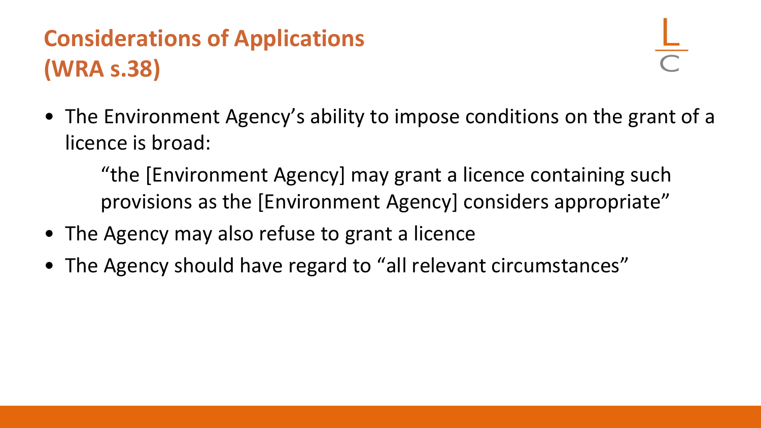# Considerations of Applications (WRA s.38)

- The Environment Agency's ability to impose conditions on the grant of a licence is broad:

  > "the [Environment Agency] may grant a licence containing such provisions as the [Environment Agency] considers appropriate"

- The Agency may also refuse to grant a licence
- The Agency should have regard to "all relevant circumstances"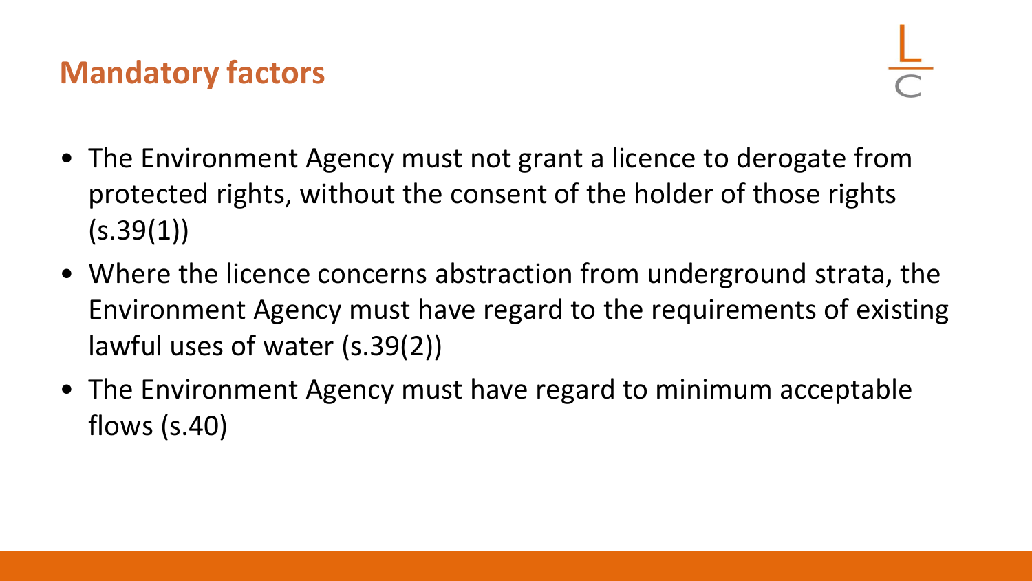## Mandatory factors

- The Environment Agency must not grant a licence to derogate from protected rights, without the consent of the holder of those rights (s.39(1))
- Where the licence concerns abstraction from underground strata, the Environment Agency must have regard to the requirements of existing lawful uses of water (s.39(2))
- The Environment Agency must have regard to minimum acceptable flows (s.40)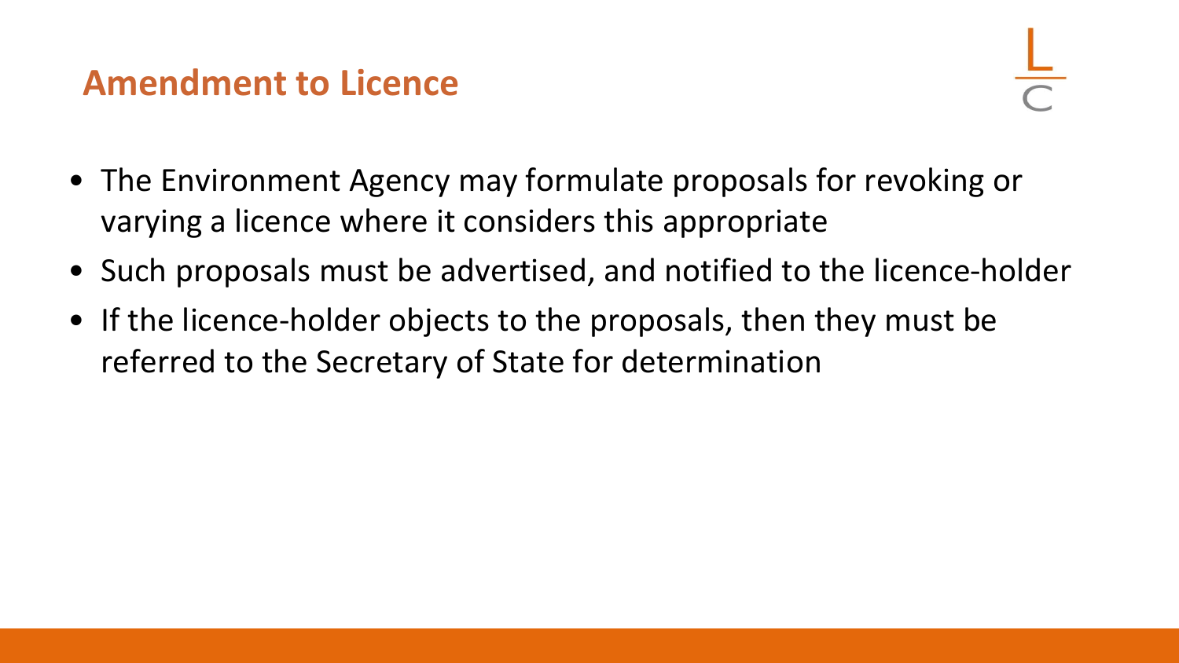## Amendment to Licence

- The Environment Agency may formulate proposals for revoking or varying a licence where it considers this appropriate
- Such proposals must be advertised, and notified to the licence-holder
- If the licence-holder objects to the proposals, then they must be referred to the Secretary of State for determination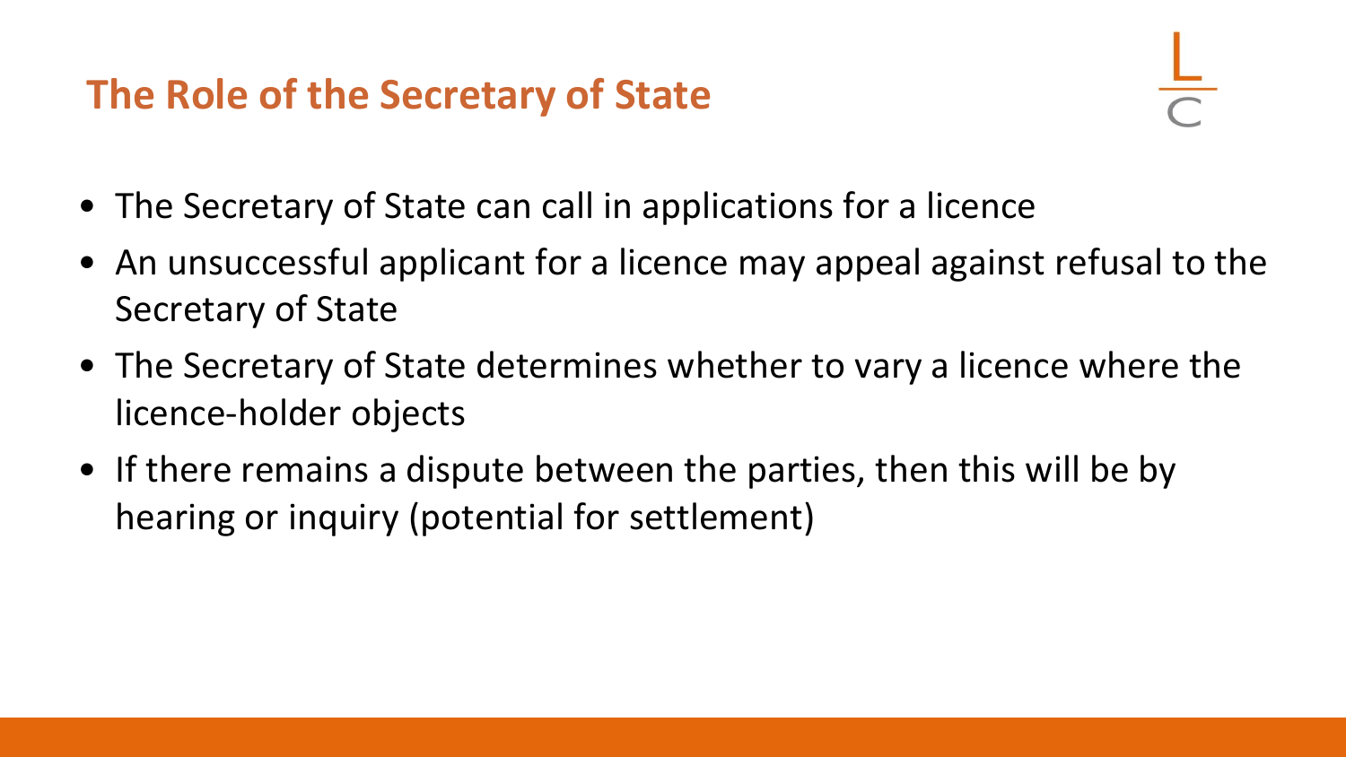## The Role of the Secretary of State

- The Secretary of State can call in applications for a licence
- An unsuccessful applicant for a licence may appeal against refusal to the Secretary of State
- The Secretary of State determines whether to vary a licence where the licence-holder objects
- If there remains a dispute between the parties, then this will be by hearing or inquiry (potential for settlement)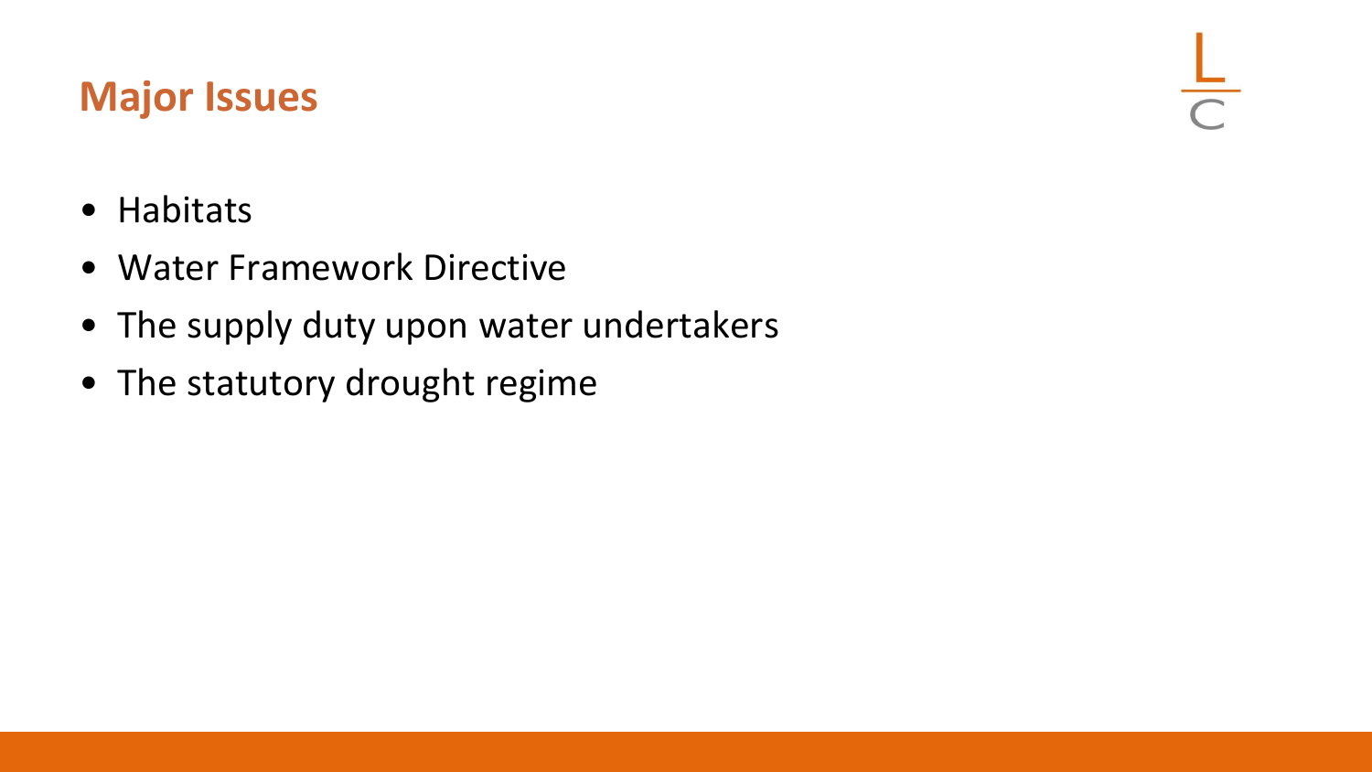## Major Issues

- Habitats
- Water Framework Directive
- The supply duty upon water undertakers
- The statutory drought regime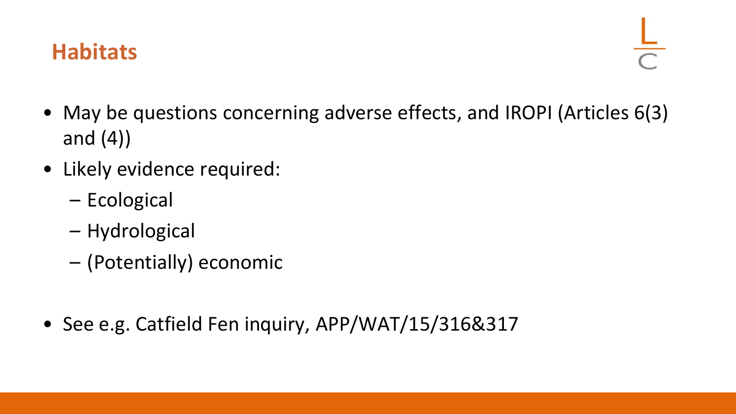## Habitats

- May be questions concerning adverse effects, and IROPI (Articles 6(3) and (4))
- Likely evidence required:
  - Ecological
  - Hydrological
  - (Potentially) economic
- See e.g. Catfield Fen inquiry, APP/WAT/15/316&317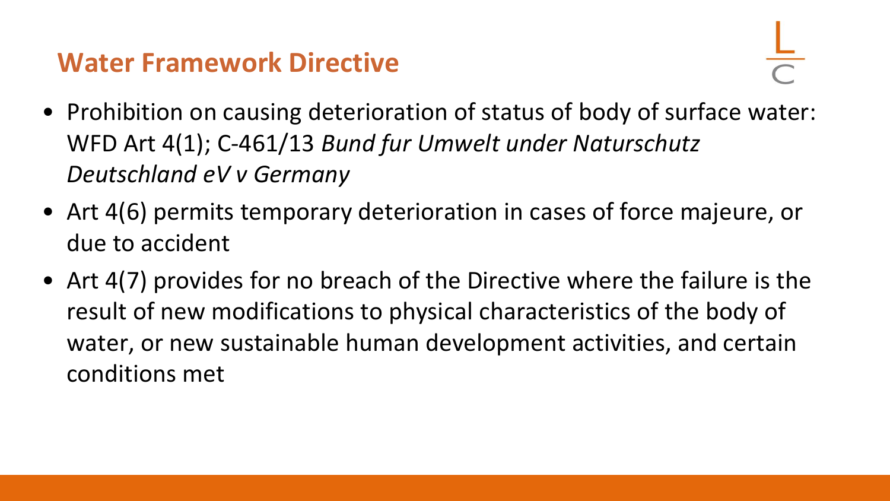## Water Framework Directive

- Prohibition on causing deterioration of status of body of surface water: WFD Art 4(1); C-461/13 *Bund fur Umwelt under Naturschutz Deutschland eV v Germany*
- Art 4(6) permits temporary deterioration in cases of force majeure, or due to accident
- Art 4(7) provides for no breach of the Directive where the failure is the result of new modifications to physical characteristics of the body of water, or new sustainable human development activities, and certain conditions met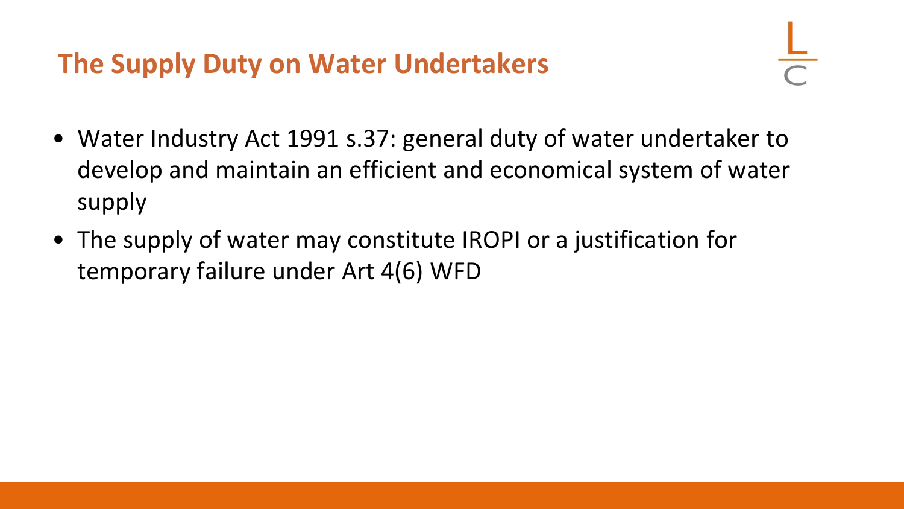## The Supply Duty on Water Undertakers

- Water Industry Act 1991 s.37: general duty of water undertaker to develop and maintain an efficient and economical system of water supply
- The supply of water may constitute IROPI or a justification for temporary failure under Art 4(6) WFD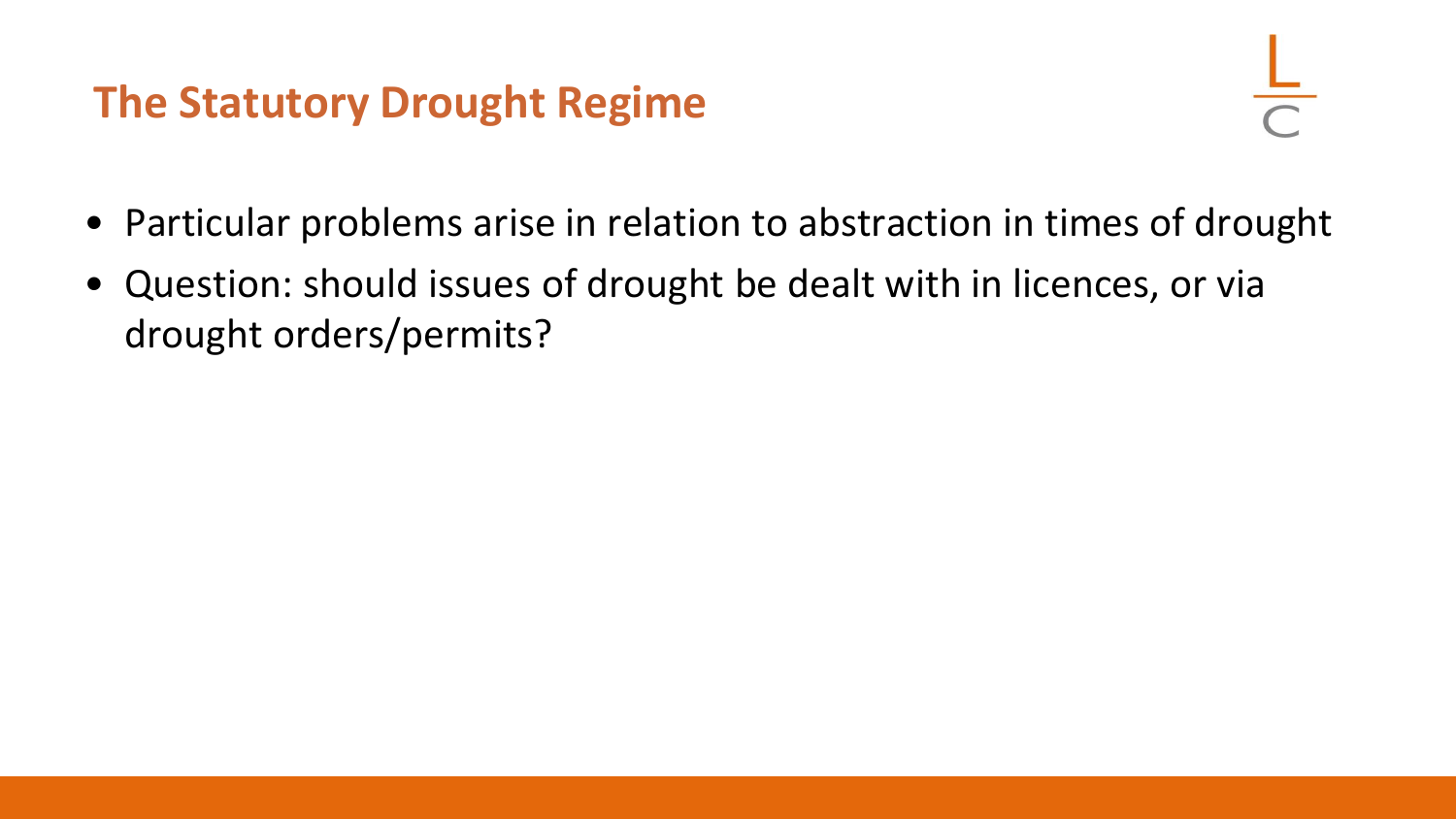# The Statutory Drought Regime

- Particular problems arise in relation to abstraction in times of drought
- Question: should issues of drought be dealt with in licences, or via drought orders/permits?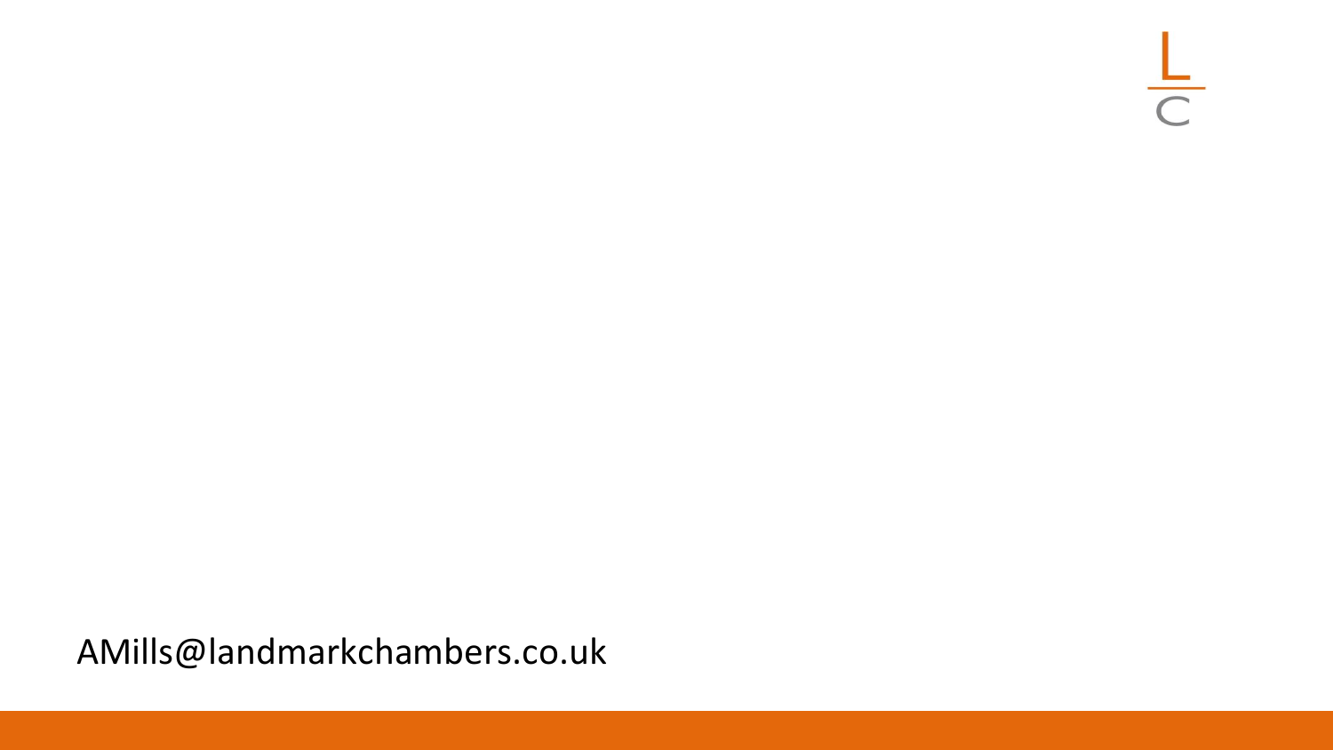AMills@landmarkchambers.co.uk